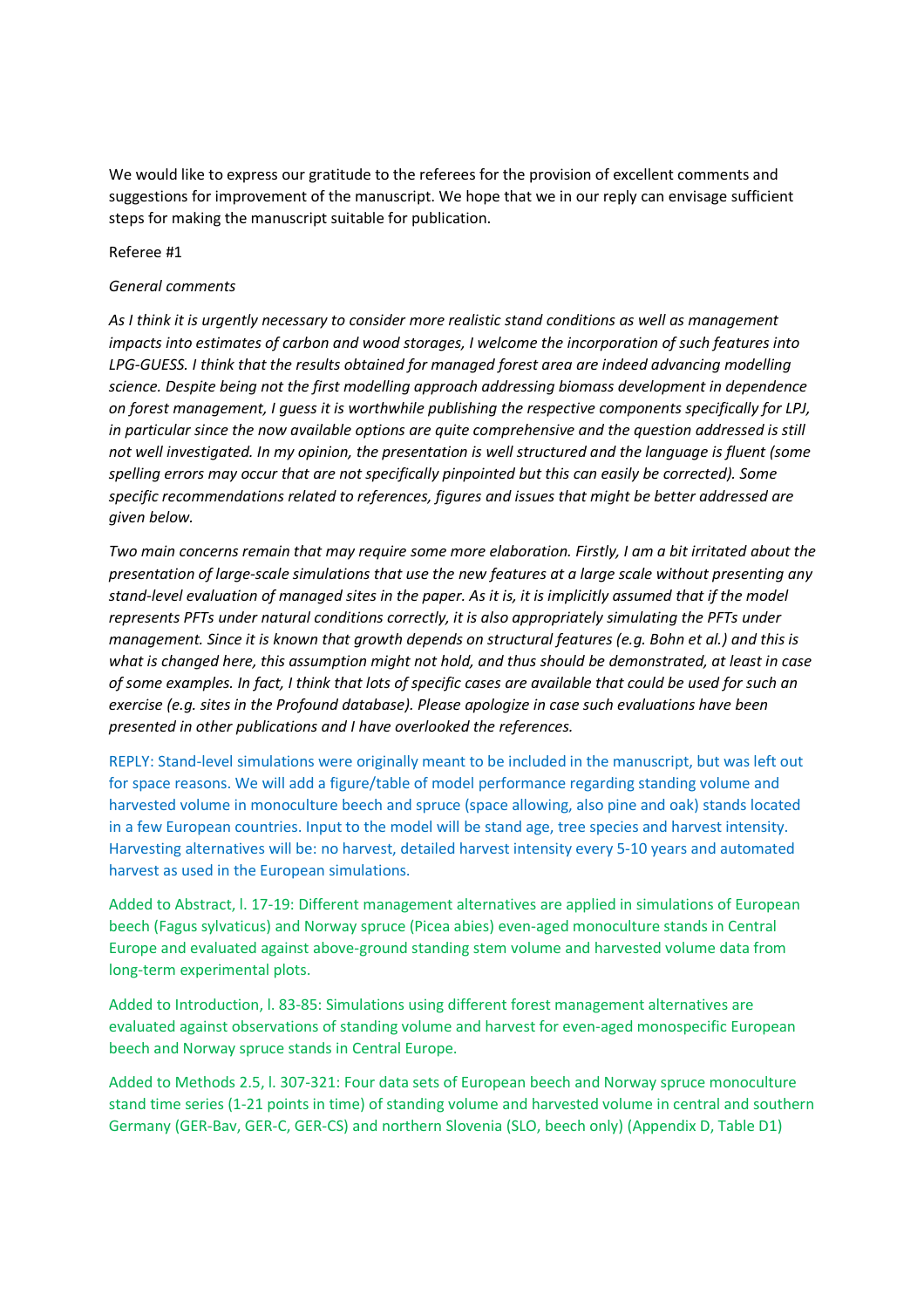We would like to express our gratitude to the referees for the provision of excellent comments and suggestions for improvement of the manuscript. We hope that we in our reply can envisage sufficient steps for making the manuscript suitable for publication.

Referee #1

*General comments*

*As I think it is urgently necessary to consider more realistic stand conditions as well as management impacts into estimates of carbon and wood storages, I welcome the incorporation of such features into LPG-GUESS. I think that the results obtained for managed forest area are indeed advancing modelling science. Despite being not the first modelling approach addressing biomass development in dependence on forest management, I guess it is worthwhile publishing the respective components specifically for LPJ, in particular since the now available options are quite comprehensive and the question addressed is still not well investigated. In my opinion, the presentation is well structured and the language is fluent (some spelling errors may occur that are not specifically pinpointed but this can easily be corrected). Some specific recommendations related to references, figures and issues that might be better addressed are given below.*

*Two main concerns remain that may require some more elaboration. Firstly, I am a bit irritated about the presentation of large-scale simulations that use the new features at a large scale without presenting any stand-level evaluation of managed sites in the paper. As it is, it is implicitly assumed that if the model represents PFTs under natural conditions correctly, it is also appropriately simulating the PFTs under management. Since it is known that growth depends on structural features (e.g. Bohn et al.) and this is what is changed here, this assumption might not hold, and thus should be demonstrated, at least in case of some examples. In fact, I think that lots of specific cases are available that could be used for such an exercise (e.g. sites in the Profound database). Please apologize in case such evaluations have been presented in other publications and I have overlooked the references.*

REPLY: Stand-level simulations were originally meant to be included in the manuscript, but was left out for space reasons. We will add a figure/table of model performance regarding standing volume and harvested volume in monoculture beech and spruce (space allowing, also pine and oak) stands located in a few European countries. Input to the model will be stand age, tree species and harvest intensity. Harvesting alternatives will be: no harvest, detailed harvest intensity every 5-10 years and automated harvest as used in the European simulations.

Added to Abstract, l. 17-19: Different management alternatives are applied in simulations of European beech (Fagus sylvaticus) and Norway spruce (Picea abies) even-aged monoculture stands in Central Europe and evaluated against above-ground standing stem volume and harvested volume data from long-term experimental plots.

Added to Introduction, l. 83-85: Simulations using different forest management alternatives are evaluated against observations of standing volume and harvest for even-aged monospecific European beech and Norway spruce stands in Central Europe.

Added to Methods 2.5, l. 307-321: Four data sets of European beech and Norway spruce monoculture stand time series (1-21 points in time) of standing volume and harvested volume in central and southern Germany (GER-Bav, GER-C, GER-CS) and northern Slovenia (SLO, beech only) (Appendix D, Table D1)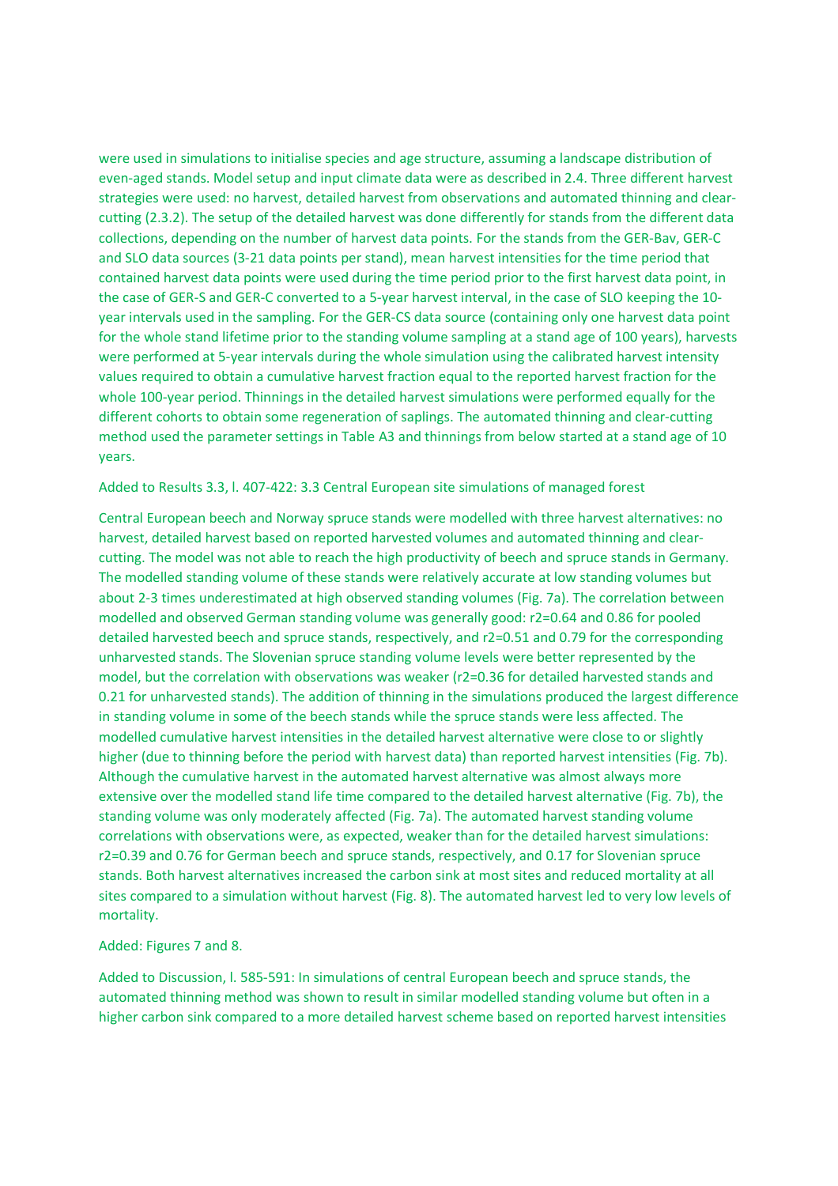were used in simulations to initialise species and age structure, assuming a landscape distribution of even-aged stands. Model setup and input climate data were as described in 2.4. Three different harvest strategies were used: no harvest, detailed harvest from observations and automated thinning and clear-cutting (2.3.2). The setup of the detailed harvest was done differently for stands from the different data collections, depending on the number of harvest data points. For the stands from the GER-Bav, GER-C and SLO data sources (3-21 data points per stand), mean harvest intensities for the time period that contained harvest data points were used during the time period prior to the first harvest data point, in the case of GER-S and GER-C converted to a 5-year harvest interval, in the case of SLO keeping the 10-year intervals used in the sampling. For the GER-CS data source (containing only one harvest data point for the whole stand lifetime prior to the standing volume sampling at a stand age of 100 years), harvests were performed at 5-year intervals during the whole simulation using the calibrated harvest intensity values required to obtain a cumulative harvest fraction equal to the reported harvest fraction for the whole 100-year period. Thinnings in the detailed harvest simulations were performed equally for the different cohorts to obtain some regeneration of saplings. The automated thinning and clear-cutting method used the parameter settings in Table A3 and thinnings from below started at a stand age of 10 years.

Added to Results 3.3, l. 407-422: 3.3 Central European site simulations of managed forest

Central European beech and Norway spruce stands were modelled with three harvest alternatives: no harvest, detailed harvest based on reported harvested volumes and automated thinning and clear-cutting. The model was not able to reach the high productivity of beech and spruce stands in Germany. The modelled standing volume of these stands were relatively accurate at low standing volumes but about 2-3 times underestimated at high observed standing volumes (Fig. 7a). The correlation between modelled and observed German standing volume was generally good: $r^2=0.64$ and $0.86$ for pooled detailed harvested beech and spruce stands, respectively, and $r^2=0.51$ and $0.79$ for the corresponding unharvested stands. The Slovenian spruce standing volume levels were better represented by the model, but the correlation with observations was weaker ($r^2=0.36$ for detailed harvested stands and $0.21$ for unharvested stands). The addition of thinning in the simulations produced the largest difference in standing volume in some of the beech stands while the spruce stands were less affected. The modelled cumulative harvest intensities in the detailed harvest alternative were close to or slightly higher (due to thinning before the period with harvest data) than reported harvest intensities (Fig. 7b). Although the cumulative harvest in the automated harvest alternative was almost always more extensive over the modelled stand life time compared to the detailed harvest alternative (Fig. 7b), the standing volume was only moderately affected (Fig. 7a). The automated harvest standing volume correlations with observations were, as expected, weaker than for the detailed harvest simulations: $r^2=0.39$ and $0.76$ for German beech and spruce stands, respectively, and $0.17$ for Slovenian spruce stands. Both harvest alternatives increased the carbon sink at most sites and reduced mortality at all sites compared to a simulation without harvest (Fig. 8). The automated harvest led to very low levels of mortality.

Added: Figures 7 and 8.

Added to Discussion, l. 585-591: In simulations of central European beech and spruce stands, the automated thinning method was shown to result in similar modelled standing volume but often in a higher carbon sink compared to a more detailed harvest scheme based on reported harvest intensities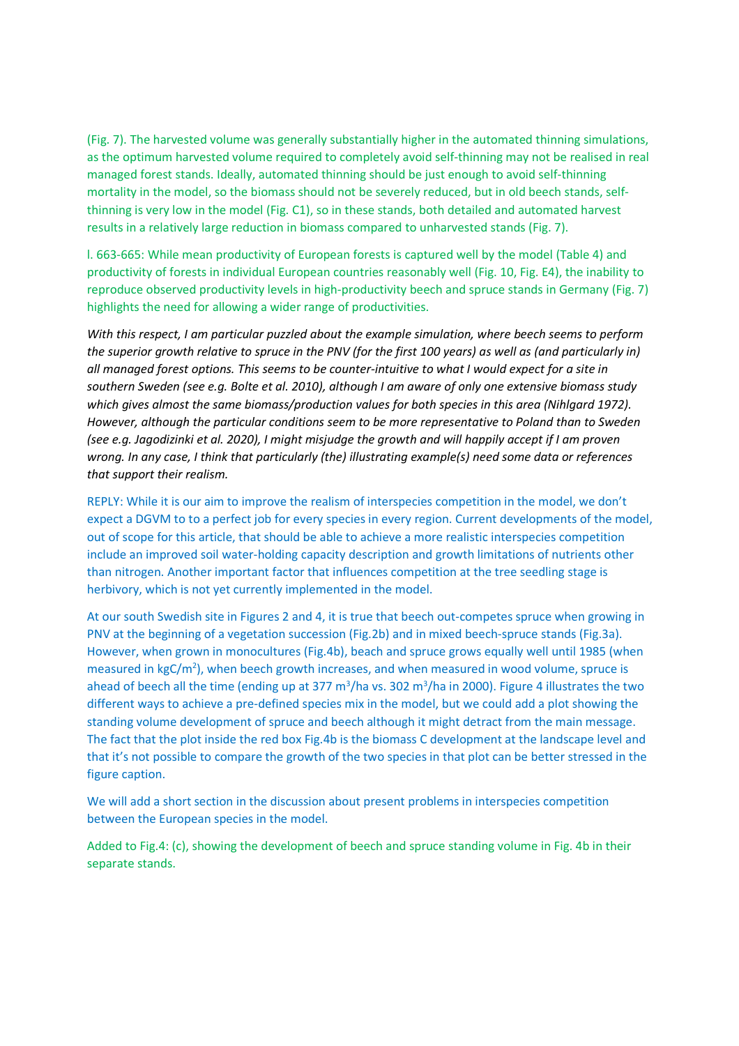(Fig. 7). The harvested volume was generally substantially higher in the automated thinning simulations, as the optimum harvested volume required to completely avoid self-thinning may not be realised in real managed forest stands. Ideally, automated thinning should be just enough to avoid self-thinning mortality in the model, so the biomass should not be severely reduced, but in old beech stands, self-thinning is very low in the model (Fig. C1), so in these stands, both detailed and automated harvest results in a relatively large reduction in biomass compared to unharvested stands (Fig. 7).

l. 663-665: While mean productivity of European forests is captured well by the model (Table 4) and productivity of forests in individual European countries reasonably well (Fig. 10, Fig. E4), the inability to reproduce observed productivity levels in high-productivity beech and spruce stands in Germany (Fig. 7) highlights the need for allowing a wider range of productivities.

*With this respect, I am particular puzzled about the example simulation, where beech seems to perform the superior growth relative to spruce in the PNV (for the first 100 years) as well as (and particularly in) all managed forest options. This seems to be counter-intuitive to what I would expect for a site in southern Sweden (see e.g. Bolte et al. 2010), although I am aware of only one extensive biomass study which gives almost the same biomass/production values for both species in this area (Nihlgard 1972). However, although the particular conditions seem to be more representative to Poland than to Sweden (see e.g. Jagodizinki et al. 2020), I might misjudge the growth and will happily accept if I am proven wrong. In any case, I think that particularly (the) illustrating example(s) need some data or references that support their realism.*

REPLY: While it is our aim to improve the realism of interspecies competition in the model, we don't expect a DGVM to to a perfect job for every species in every region. Current developments of the model, out of scope for this article, that should be able to achieve a more realistic interspecies competition include an improved soil water-holding capacity description and growth limitations of nutrients other than nitrogen. Another important factor that influences competition at the tree seedling stage is herbivory, which is not yet currently implemented in the model.

At our south Swedish site in Figures 2 and 4, it is true that beech out-competes spruce when growing in PNV at the beginning of a vegetation succession (Fig.2b) and in mixed beech-spruce stands (Fig.3a). However, when grown in monocultures (Fig.4b), beach and spruce grows equally well until 1985 (when measured in kgC/m$^2$), when beech growth increases, and when measured in wood volume, spruce is ahead of beech all the time (ending up at 377 m$^3$/ha vs. 302 m$^3$/ha in 2000). Figure 4 illustrates the two different ways to achieve a pre-defined species mix in the model, but we could add a plot showing the standing volume development of spruce and beech although it might detract from the main message. The fact that the plot inside the red box Fig.4b is the biomass C development at the landscape level and that it's not possible to compare the growth of the two species in that plot can be better stressed in the figure caption.

We will add a short section in the discussion about present problems in interspecies competition between the European species in the model.

Added to Fig.4: (c), showing the development of beech and spruce standing volume in Fig. 4b in their separate stands.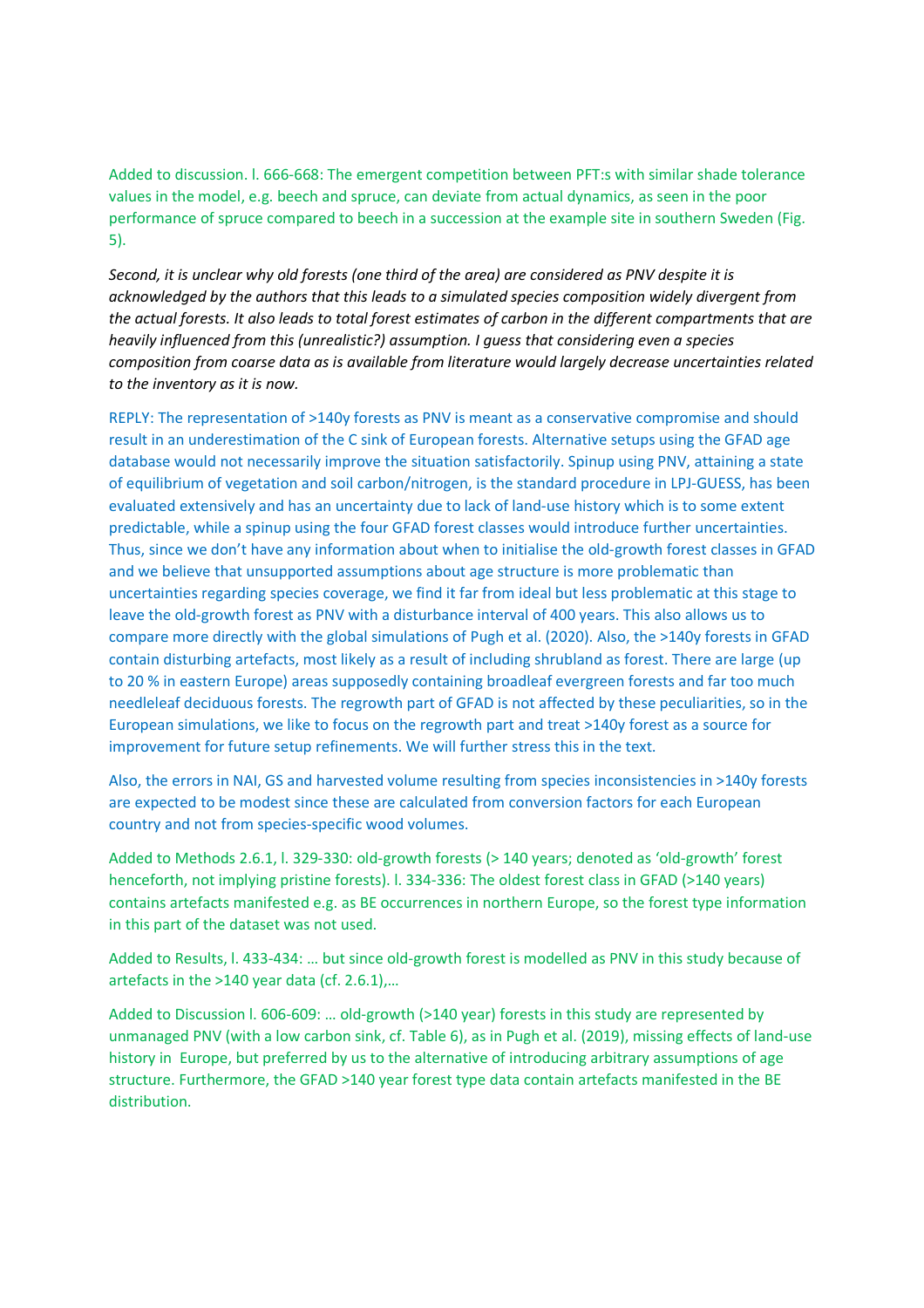Added to discussion. l. 666-668: The emergent competition between PFT:s with similar shade tolerance values in the model, e.g. beech and spruce, can deviate from actual dynamics, as seen in the poor performance of spruce compared to beech in a succession at the example site in southern Sweden (Fig. 5).

*Second, it is unclear why old forests (one third of the area) are considered as PNV despite it is acknowledged by the authors that this leads to a simulated species composition widely divergent from the actual forests. It also leads to total forest estimates of carbon in the different compartments that are heavily influenced from this (unrealistic?) assumption. I guess that considering even a species composition from coarse data as is available from literature would largely decrease uncertainties related to the inventory as it is now.*

REPLY: The representation of >140y forests as PNV is meant as a conservative compromise and should result in an underestimation of the C sink of European forests. Alternative setups using the GFAD age database would not necessarily improve the situation satisfactorily. Spinup using PNV, attaining a state of equilibrium of vegetation and soil carbon/nitrogen, is the standard procedure in LPJ-GUESS, has been evaluated extensively and has an uncertainty due to lack of land-use history which is to some extent predictable, while a spinup using the four GFAD forest classes would introduce further uncertainties. Thus, since we don't have any information about when to initialise the old-growth forest classes in GFAD and we believe that unsupported assumptions about age structure is more problematic than uncertainties regarding species coverage, we find it far from ideal but less problematic at this stage to leave the old-growth forest as PNV with a disturbance interval of 400 years. This also allows us to compare more directly with the global simulations of Pugh et al. (2020). Also, the >140y forests in GFAD contain disturbing artefacts, most likely as a result of including shrubland as forest. There are large (up to 20 % in eastern Europe) areas supposedly containing broadleaf evergreen forests and far too much needleleaf deciduous forests. The regrowth part of GFAD is not affected by these peculiarities, so in the European simulations, we like to focus on the regrowth part and treat >140y forest as a source for improvement for future setup refinements. We will further stress this in the text.

Also, the errors in NAI, GS and harvested volume resulting from species inconsistencies in >140y forests are expected to be modest since these are calculated from conversion factors for each European country and not from species-specific wood volumes.

Added to Methods 2.6.1, l. 329-330: old-growth forests (> 140 years; denoted as 'old-growth' forest henceforth, not implying pristine forests). l. 334-336: The oldest forest class in GFAD (>140 years) contains artefacts manifested e.g. as BE occurrences in northern Europe, so the forest type information in this part of the dataset was not used.

Added to Results, l. 433-434: … but since old-growth forest is modelled as PNV in this study because of artefacts in the >140 year data (cf. 2.6.1),…

Added to Discussion l. 606-609: … old-growth (>140 year) forests in this study are represented by unmanaged PNV (with a low carbon sink, cf. Table 6), as in Pugh et al. (2019), missing effects of land-use history in Europe, but preferred by us to the alternative of introducing arbitrary assumptions of age structure. Furthermore, the GFAD >140 year forest type data contain artefacts manifested in the BE distribution.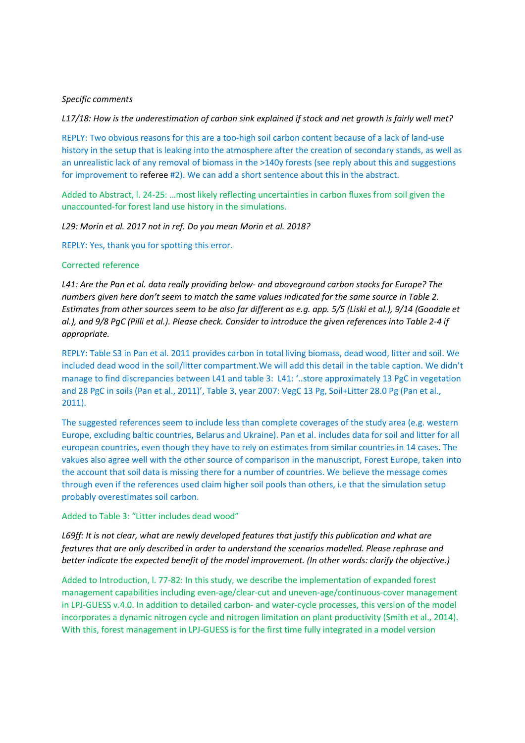*Specific comments*

*L17/18: How is the underestimation of carbon sink explained if stock and net growth is fairly well met?*

REPLY: Two obvious reasons for this are a too-high soil carbon content because of a lack of land-use history in the setup that is leaking into the atmosphere after the creation of secondary stands, as well as an unrealistic lack of any removal of biomass in the >140y forests (see reply about this and suggestions for improvement to referee #2). We can add a short sentence about this in the abstract.

Added to Abstract, l. 24-25: …most likely reflecting uncertainties in carbon fluxes from soil given the unaccounted-for forest land use history in the simulations.

*L29: Morin et al. 2017 not in ref. Do you mean Morin et al. 2018?*

REPLY: Yes, thank you for spotting this error.

Corrected reference

*L41: Are the Pan et al. data really providing below- and aboveground carbon stocks for Europe? The numbers given here don't seem to match the same values indicated for the same source in Table 2. Estimates from other sources seem to be also far different as e.g. app. 5/5 (Liski et al.), 9/14 (Goodale et al.), and 9/8 PgC (Pilli et al.). Please check. Consider to introduce the given references into Table 2-4 if appropriate.*

REPLY: Table S3 in Pan et al. 2011 provides carbon in total living biomass, dead wood, litter and soil. We included dead wood in the soil/litter compartment.We will add this detail in the table caption. We didn't manage to find discrepancies between L41 and table 3: L41: '..store approximately 13 PgC in vegetation and 28 PgC in soils (Pan et al., 2011)', Table 3, year 2007: VegC 13 Pg, Soil+Litter 28.0 Pg (Pan et al., 2011).

The suggested references seem to include less than complete coverages of the study area (e.g. western Europe, excluding baltic countries, Belarus and Ukraine). Pan et al. includes data for soil and litter for all european countries, even though they have to rely on estimates from similar countries in 14 cases. The vakues also agree well with the other source of comparison in the manuscript, Forest Europe, taken into the account that soil data is missing there for a number of countries. We believe the message comes through even if the references used claim higher soil pools than others, i.e that the simulation setup probably overestimates soil carbon.

Added to Table 3: "Litter includes dead wood"

*L69ff: It is not clear, what are newly developed features that justify this publication and what are features that are only described in order to understand the scenarios modelled. Please rephrase and better indicate the expected benefit of the model improvement. (In other words: clarify the objective.)*

Added to Introduction, l. 77-82: In this study, we describe the implementation of expanded forest management capabilities including even-age/clear-cut and uneven-age/continuous-cover management in LPJ-GUESS v.4.0. In addition to detailed carbon- and water-cycle processes, this version of the model incorporates a dynamic nitrogen cycle and nitrogen limitation on plant productivity (Smith et al., 2014). With this, forest management in LPJ-GUESS is for the first time fully integrated in a model version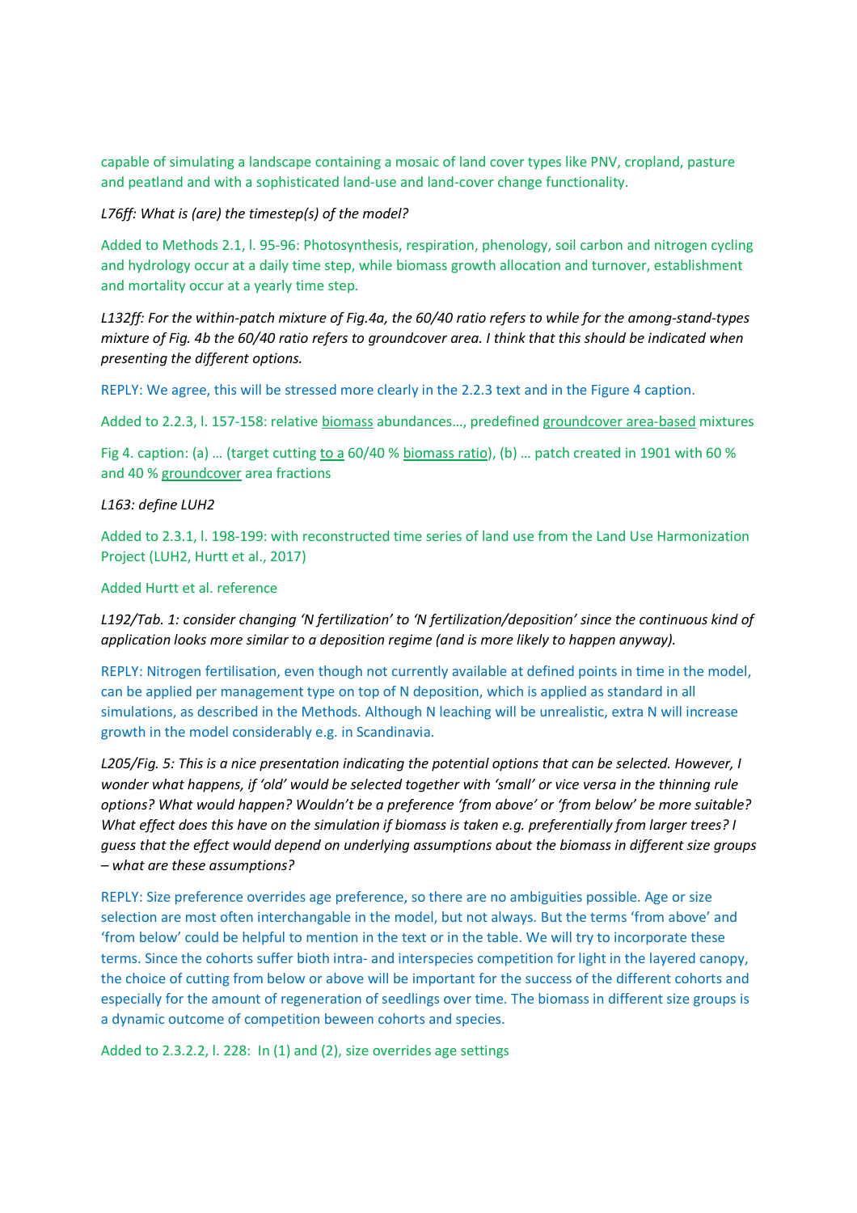capable of simulating a landscape containing a mosaic of land cover types like PNV, cropland, pasture and peatland and with a sophisticated land-use and land-cover change functionality.

*L76ff: What is (are) the timestep(s) of the model?*

Added to Methods 2.1, l. 95-96: Photosynthesis, respiration, phenology, soil carbon and nitrogen cycling and hydrology occur at a daily time step, while biomass growth allocation and turnover, establishment and mortality occur at a yearly time step.

*L132ff: For the within-patch mixture of Fig.4a, the 60/40 ratio refers to while for the among-stand-types mixture of Fig. 4b the 60/40 ratio refers to groundcover area. I think that this should be indicated when presenting the different options.*

REPLY: We agree, this will be stressed more clearly in the 2.2.3 text and in the Figure 4 caption.

Added to 2.2.3, l. 157-158: relative biomass abundances…, predefined groundcover area-based mixtures

Fig 4. caption: (a) … (target cutting to a 60/40 % biomass ratio), (b) … patch created in 1901 with 60 % and 40 % groundcover area fractions

*L163: define LUH2*

Added to 2.3.1, l. 198-199: with reconstructed time series of land use from the Land Use Harmonization Project (LUH2, Hurtt et al., 2017)

Added Hurtt et al. reference

*L192/Tab. 1: consider changing 'N fertilization' to 'N fertilization/deposition' since the continuous kind of application looks more similar to a deposition regime (and is more likely to happen anyway).*

REPLY: Nitrogen fertilisation, even though not currently available at defined points in time in the model, can be applied per management type on top of N deposition, which is applied as standard in all simulations, as described in the Methods. Although N leaching will be unrealistic, extra N will increase growth in the model considerably e.g. in Scandinavia.

*L205/Fig. 5: This is a nice presentation indicating the potential options that can be selected. However, I wonder what happens, if 'old' would be selected together with 'small' or vice versa in the thinning rule options? What would happen? Wouldn't be a preference 'from above' or 'from below' be more suitable? What effect does this have on the simulation if biomass is taken e.g. preferentially from larger trees? I guess that the effect would depend on underlying assumptions about the biomass in different size groups – what are these assumptions?*

REPLY: Size preference overrides age preference, so there are no ambiguities possible. Age or size selection are most often interchangable in the model, but not always. But the terms 'from above' and 'from below' could be helpful to mention in the text or in the table. We will try to incorporate these terms. Since the cohorts suffer bioth intra- and interspecies competition for light in the layered canopy, the choice of cutting from below or above will be important for the success of the different cohorts and especially for the amount of regeneration of seedlings over time. The biomass in different size groups is a dynamic outcome of competition beween cohorts and species.

Added to 2.3.2.2, l. 228: In (1) and (2), size overrides age settings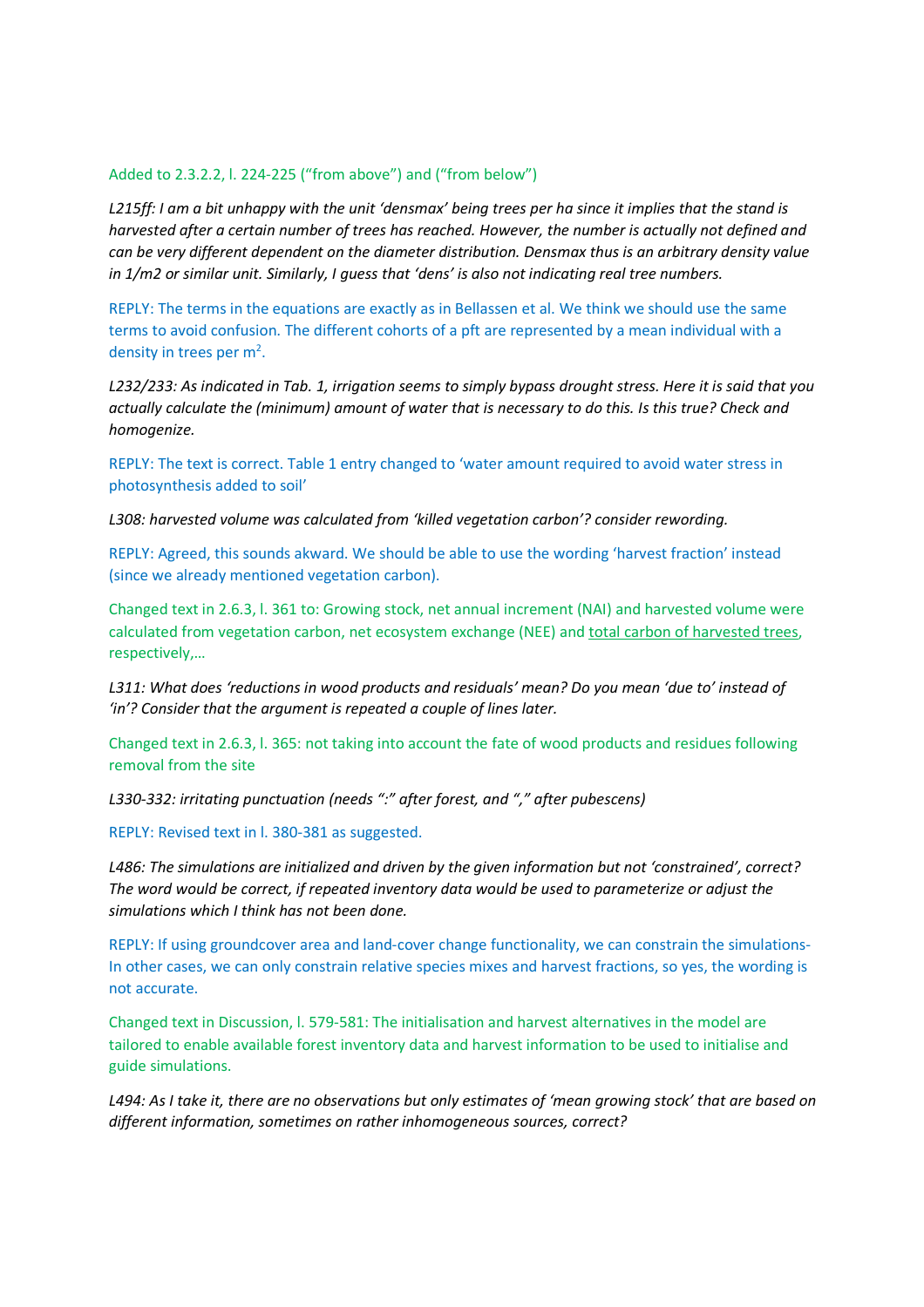Added to 2.3.2.2, l. 224-225 (“from above”) and (“from below”)

*L215ff: I am a bit unhappy with the unit ‘densmax’ being trees per ha since it implies that the stand is harvested after a certain number of trees has reached. However, the number is actually not defined and can be very different dependent on the diameter distribution. Densmax thus is an arbitrary density value in 1/m2 or similar unit. Similarly, I guess that ‘dens’ is also not indicating real tree numbers.*

REPLY: The terms in the equations are exactly as in Bellassen et al. We think we should use the same terms to avoid confusion. The different cohorts of a pft are represented by a mean individual with a density in trees per m$^2$.

*L232/233: As indicated in Tab. 1, irrigation seems to simply bypass drought stress. Here it is said that you actually calculate the (minimum) amount of water that is necessary to do this. Is this true? Check and homogenize.*

REPLY: The text is correct. Table 1 entry changed to ‘water amount required to avoid water stress in photosynthesis added to soil’

*L308: harvested volume was calculated from ‘killed vegetation carbon’? consider rewording.*

REPLY: Agreed, this sounds akward. We should be able to use the wording ‘harvest fraction’ instead (since we already mentioned vegetation carbon).

Changed text in 2.6.3, l. 361 to: Growing stock, net annual increment (NAI) and harvested volume were calculated from vegetation carbon, net ecosystem exchange (NEE) and <u>total carbon of harvested trees</u>, respectively,…

*L311: What does ‘reductions in wood products and residuals’ mean? Do you mean ‘due to’ instead of ‘in’? Consider that the argument is repeated a couple of lines later.*

Changed text in 2.6.3, l. 365: not taking into account the fate of wood products and residues following removal from the site

*L330-332: irritating punctuation (needs “:” after forest, and “,” after pubescens)*

REPLY: Revised text in l. 380-381 as suggested.

*L486: The simulations are initialized and driven by the given information but not ‘constrained’, correct? The word would be correct, if repeated inventory data would be used to parameterize or adjust the simulations which I think has not been done.*

REPLY: If using groundcover area and land-cover change functionality, we can constrain the simulations- In other cases, we can only constrain relative species mixes and harvest fractions, so yes, the wording is not accurate.

Changed text in Discussion, l. 579-581: The initialisation and harvest alternatives in the model are tailored to enable available forest inventory data and harvest information to be used to initialise and guide simulations.

*L494: As I take it, there are no observations but only estimates of ‘mean growing stock’ that are based on different information, sometimes on rather inhomogeneous sources, correct?*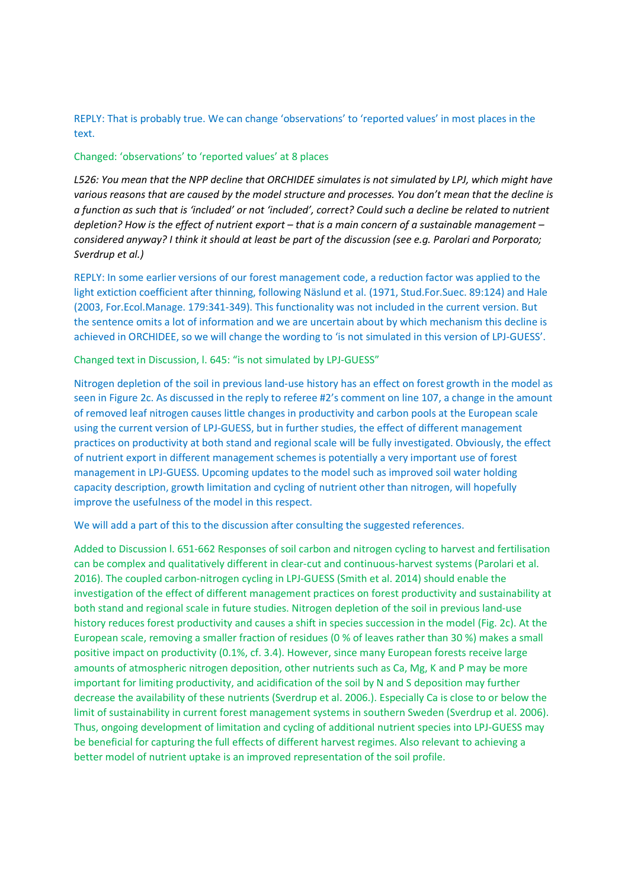REPLY: That is probably true. We can change 'observations' to 'reported values' in most places in the text.

Changed: 'observations' to 'reported values' at 8 places

*L526: You mean that the NPP decline that ORCHIDEE simulates is not simulated by LPJ, which might have various reasons that are caused by the model structure and processes. You don't mean that the decline is a function as such that is 'included' or not 'included', correct? Could such a decline be related to nutrient depletion? How is the effect of nutrient export – that is a main concern of a sustainable management – considered anyway? I think it should at least be part of the discussion (see e.g. Parolari and Porporato; Sverdrup et al.)*

REPLY: In some earlier versions of our forest management code, a reduction factor was applied to the light extiction coefficient after thinning, following Näslund et al. (1971, Stud.For.Suec. 89:124) and Hale (2003, For.Ecol.Manage. 179:341-349). This functionality was not included in the current version. But the sentence omits a lot of information and we are uncertain about by which mechanism this decline is achieved in ORCHIDEE, so we will change the wording to 'is not simulated in this version of LPJ-GUESS'.

Changed text in Discussion, l. 645: "is not simulated by LPJ-GUESS"

Nitrogen depletion of the soil in previous land-use history has an effect on forest growth in the model as seen in Figure 2c. As discussed in the reply to referee #2's comment on line 107, a change in the amount of removed leaf nitrogen causes little changes in productivity and carbon pools at the European scale using the current version of LPJ-GUESS, but in further studies, the effect of different management practices on productivity at both stand and regional scale will be fully investigated. Obviously, the effect of nutrient export in different management schemes is potentially a very important use of forest management in LPJ-GUESS. Upcoming updates to the model such as improved soil water holding capacity description, growth limitation and cycling of nutrient other than nitrogen, will hopefully improve the usefulness of the model in this respect.

We will add a part of this to the discussion after consulting the suggested references.

Added to Discussion l. 651-662 Responses of soil carbon and nitrogen cycling to harvest and fertilisation can be complex and qualitatively different in clear-cut and continuous-harvest systems (Parolari et al. 2016). The coupled carbon-nitrogen cycling in LPJ-GUESS (Smith et al. 2014) should enable the investigation of the effect of different management practices on forest productivity and sustainability at both stand and regional scale in future studies. Nitrogen depletion of the soil in previous land-use history reduces forest productivity and causes a shift in species succession in the model (Fig. 2c). At the European scale, removing a smaller fraction of residues (0 % of leaves rather than 30 %) makes a small positive impact on productivity (0.1%, cf. 3.4). However, since many European forests receive large amounts of atmospheric nitrogen deposition, other nutrients such as Ca, Mg, K and P may be more important for limiting productivity, and acidification of the soil by N and S deposition may further decrease the availability of these nutrients (Sverdrup et al. 2006.). Especially Ca is close to or below the limit of sustainability in current forest management systems in southern Sweden (Sverdrup et al. 2006). Thus, ongoing development of limitation and cycling of additional nutrient species into LPJ-GUESS may be beneficial for capturing the full effects of different harvest regimes. Also relevant to achieving a better model of nutrient uptake is an improved representation of the soil profile.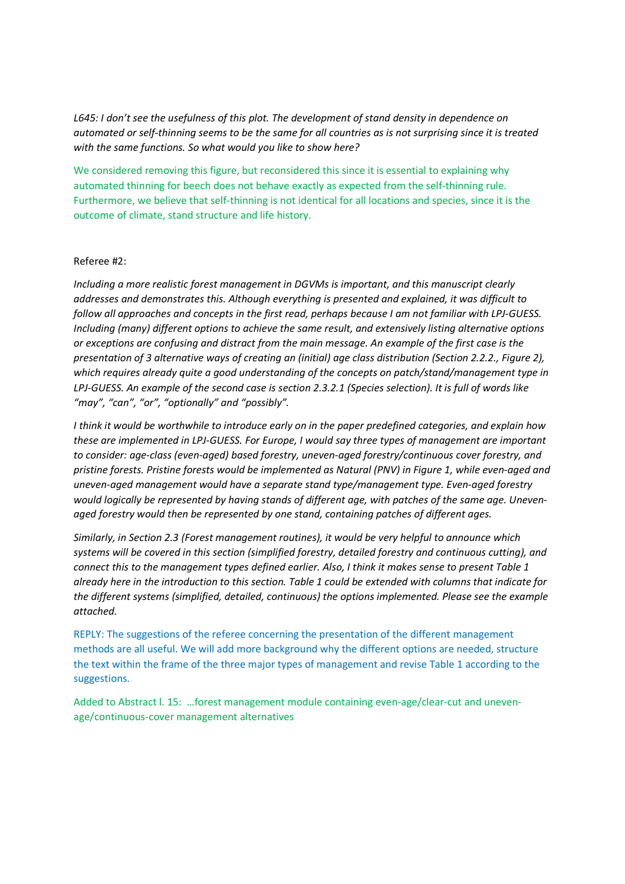*L645: I don't see the usefulness of this plot. The development of stand density in dependence on automated or self-thinning seems to be the same for all countries as is not surprising since it is treated with the same functions. So what would you like to show here?*

We considered removing this figure, but reconsidered this since it is essential to explaining why automated thinning for beech does not behave exactly as expected from the self-thinning rule. Furthermore, we believe that self-thinning is not identical for all locations and species, since it is the outcome of climate, stand structure and life history.

Referee #2:

*Including a more realistic forest management in DGVMs is important, and this manuscript clearly addresses and demonstrates this. Although everything is presented and explained, it was difficult to follow all approaches and concepts in the first read, perhaps because I am not familiar with LPJ-GUESS. Including (many) different options to achieve the same result, and extensively listing alternative options or exceptions are confusing and distract from the main message. An example of the first case is the presentation of 3 alternative ways of creating an (initial) age class distribution (Section 2.2.2., Figure 2), which requires already quite a good understanding of the concepts on patch/stand/management type in LPJ-GUESS. An example of the second case is section 2.3.2.1 (Species selection). It is full of words like "may", "can", "or", "optionally" and "possibly".*

*I think it would be worthwhile to introduce early on in the paper predefined categories, and explain how these are implemented in LPJ-GUESS. For Europe, I would say three types of management are important to consider: age-class (even-aged) based forestry, uneven-aged forestry/continuous cover forestry, and pristine forests. Pristine forests would be implemented as Natural (PNV) in Figure 1, while even-aged and uneven-aged management would have a separate stand type/management type. Even-aged forestry would logically be represented by having stands of different age, with patches of the same age. Uneven-aged forestry would then be represented by one stand, containing patches of different ages.*

*Similarly, in Section 2.3 (Forest management routines), it would be very helpful to announce which systems will be covered in this section (simplified forestry, detailed forestry and continuous cutting), and connect this to the management types defined earlier. Also, I think it makes sense to present Table 1 already here in the introduction to this section. Table 1 could be extended with columns that indicate for the different systems (simplified, detailed, continuous) the options implemented. Please see the example attached.*

REPLY: The suggestions of the referee concerning the presentation of the different management methods are all useful. We will add more background why the different options are needed, structure the text within the frame of the three major types of management and revise Table 1 according to the suggestions.

Added to Abstract l. 15: …forest management module containing even-age/clear-cut and uneven-age/continuous-cover management alternatives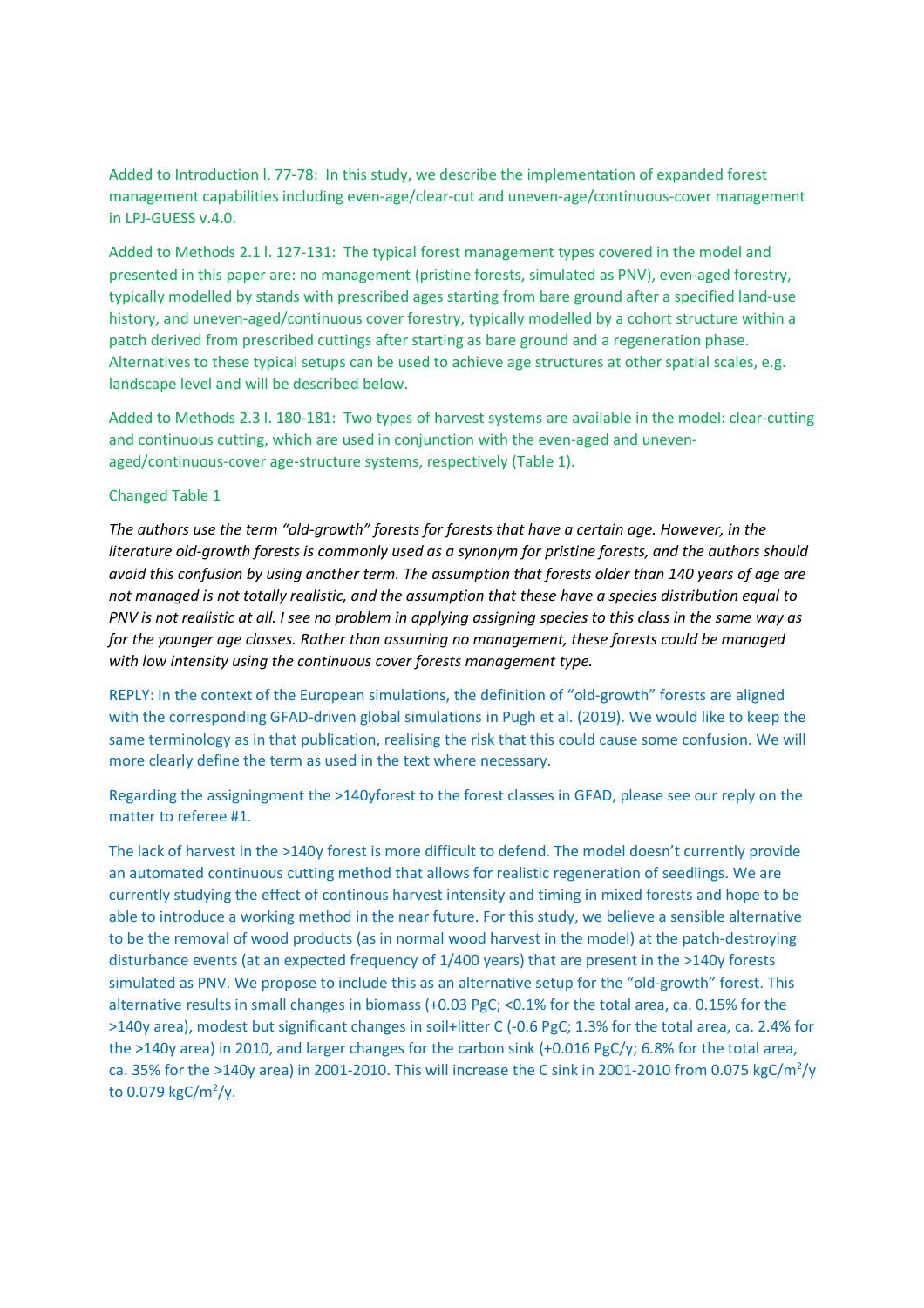Added to Introduction l. 77-78: In this study, we describe the implementation of expanded forest management capabilities including even-age/clear-cut and uneven-age/continuous-cover management in LPJ-GUESS v.4.0.

Added to Methods 2.1 l. 127-131: The typical forest management types covered in the model and presented in this paper are: no management (pristine forests, simulated as PNV), even-aged forestry, typically modelled by stands with prescribed ages starting from bare ground after a specified land-use history, and uneven-aged/continuous cover forestry, typically modelled by a cohort structure within a patch derived from prescribed cuttings after starting as bare ground and a regeneration phase. Alternatives to these typical setups can be used to achieve age structures at other spatial scales, e.g. landscape level and will be described below.

Added to Methods 2.3 l. 180-181: Two types of harvest systems are available in the model: clear-cutting and continuous cutting, which are used in conjunction with the even-aged and uneven-aged/continuous-cover age-structure systems, respectively (Table 1).

Changed Table 1

*The authors use the term "old-growth" forests for forests that have a certain age. However, in the literature old-growth forests is commonly used as a synonym for pristine forests, and the authors should avoid this confusion by using another term. The assumption that forests older than 140 years of age are not managed is not totally realistic, and the assumption that these have a species distribution equal to PNV is not realistic at all. I see no problem in applying assigning species to this class in the same way as for the younger age classes. Rather than assuming no management, these forests could be managed with low intensity using the continuous cover forests management type.*

REPLY: In the context of the European simulations, the definition of "old-growth" forests are aligned with the corresponding GFAD-driven global simulations in Pugh et al. (2019). We would like to keep the same terminology as in that publication, realising the risk that this could cause some confusion. We will more clearly define the term as used in the text where necessary.

Regarding the assigningment the >140yforest to the forest classes in GFAD, please see our reply on the matter to referee #1.

The lack of harvest in the >140y forest is more difficult to defend. The model doesn't currently provide an automated continuous cutting method that allows for realistic regeneration of seedlings. We are currently studying the effect of continous harvest intensity and timing in mixed forests and hope to be able to introduce a working method in the near future. For this study, we believe a sensible alternative to be the removal of wood products (as in normal wood harvest in the model) at the patch-destroying disturbance events (at an expected frequency of 1/400 years) that are present in the >140y forests simulated as PNV. We propose to include this as an alternative setup for the "old-growth" forest. This alternative results in small changes in biomass (+0.03 PgC; <0.1% for the total area, ca. 0.15% for the >140y area), modest but significant changes in soil+litter C (-0.6 PgC; 1.3% for the total area, ca. 2.4% for the >140y area) in 2010, and larger changes for the carbon sink (+0.016 PgC/y; 6.8% for the total area, ca. 35% for the >140y area) in 2001-2010. This will increase the C sink in 2001-2010 from 0.075 kgC/m$^2$/y to 0.079 kgC/m$^2$/y.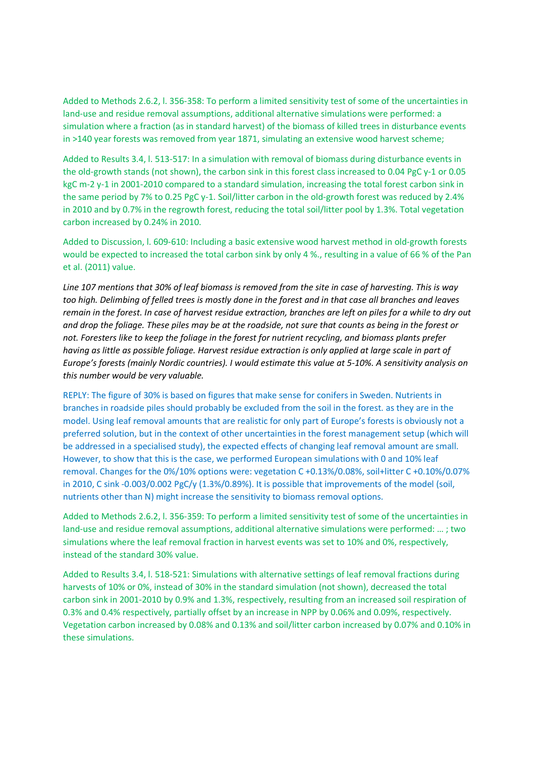Added to Methods 2.6.2, l. 356-358: To perform a limited sensitivity test of some of the uncertainties in land-use and residue removal assumptions, additional alternative simulations were performed: a simulation where a fraction (as in standard harvest) of the biomass of killed trees in disturbance events in >140 year forests was removed from year 1871, simulating an extensive wood harvest scheme;

Added to Results 3.4, l. 513-517: In a simulation with removal of biomass during disturbance events in the old-growth stands (not shown), the carbon sink in this forest class increased to 0.04 PgC y-1 or 0.05 kgC m-2 y-1 in 2001-2010 compared to a standard simulation, increasing the total forest carbon sink in the same period by 7% to 0.25 PgC y-1. Soil/litter carbon in the old-growth forest was reduced by 2.4% in 2010 and by 0.7% in the regrowth forest, reducing the total soil/litter pool by 1.3%. Total vegetation carbon increased by 0.24% in 2010.

Added to Discussion, l. 609-610: Including a basic extensive wood harvest method in old-growth forests would be expected to increased the total carbon sink by only 4 %., resulting in a value of 66 % of the Pan et al. (2011) value.

*Line 107 mentions that 30% of leaf biomass is removed from the site in case of harvesting. This is way too high. Delimbing of felled trees is mostly done in the forest and in that case all branches and leaves remain in the forest. In case of harvest residue extraction, branches are left on piles for a while to dry out and drop the foliage. These piles may be at the roadside, not sure that counts as being in the forest or not. Foresters like to keep the foliage in the forest for nutrient recycling, and biomass plants prefer having as little as possible foliage. Harvest residue extraction is only applied at large scale in part of Europe's forests (mainly Nordic countries). I would estimate this value at 5-10%. A sensitivity analysis on this number would be very valuable.*

REPLY: The figure of 30% is based on figures that make sense for conifers in Sweden. Nutrients in branches in roadside piles should probably be excluded from the soil in the forest. as they are in the model. Using leaf removal amounts that are realistic for only part of Europe's forests is obviously not a preferred solution, but in the context of other uncertainties in the forest management setup (which will be addressed in a specialised study), the expected effects of changing leaf removal amount are small. However, to show that this is the case, we performed European simulations with 0 and 10% leaf removal. Changes for the 0%/10% options were: vegetation C +0.13%/0.08%, soil+litter C +0.10%/0.07% in 2010, C sink -0.003/0.002 PgC/y (1.3%/0.89%). It is possible that improvements of the model (soil, nutrients other than N) might increase the sensitivity to biomass removal options.

Added to Methods 2.6.2, l. 356-359: To perform a limited sensitivity test of some of the uncertainties in land-use and residue removal assumptions, additional alternative simulations were performed: … ; two simulations where the leaf removal fraction in harvest events was set to 10% and 0%, respectively, instead of the standard 30% value.

Added to Results 3.4, l. 518-521: Simulations with alternative settings of leaf removal fractions during harvests of 10% or 0%, instead of 30% in the standard simulation (not shown), decreased the total carbon sink in 2001-2010 by 0.9% and 1.3%, respectively, resulting from an increased soil respiration of 0.3% and 0.4% respectively, partially offset by an increase in NPP by 0.06% and 0.09%, respectively. Vegetation carbon increased by 0.08% and 0.13% and soil/litter carbon increased by 0.07% and 0.10% in these simulations.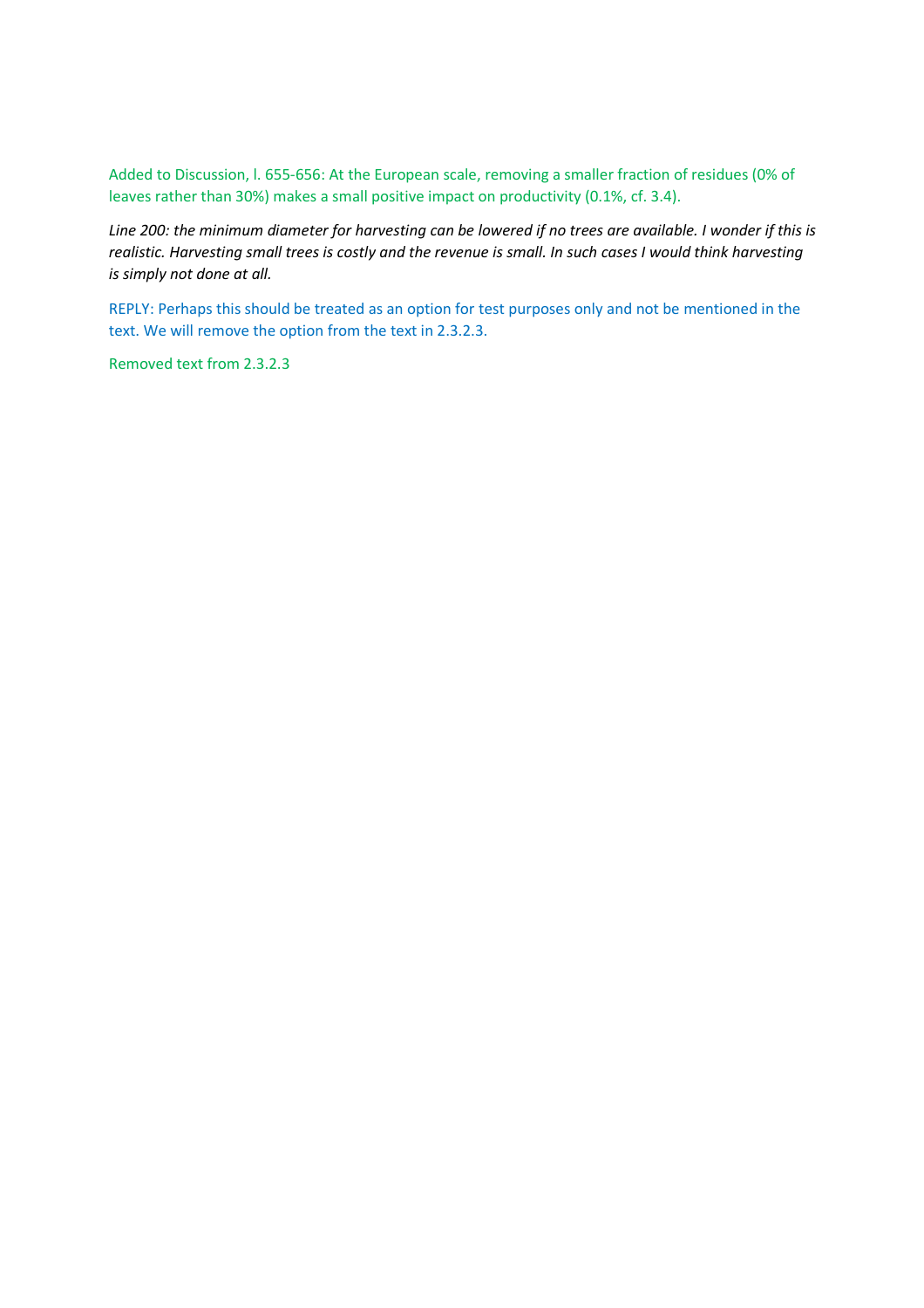Added to Discussion, l. 655-656: At the European scale, removing a smaller fraction of residues (0% of leaves rather than 30%) makes a small positive impact on productivity (0.1%, cf. 3.4).

*Line 200: the minimum diameter for harvesting can be lowered if no trees are available. I wonder if this is realistic. Harvesting small trees is costly and the revenue is small. In such cases I would think harvesting is simply not done at all.*

REPLY: Perhaps this should be treated as an option for test purposes only and not be mentioned in the text. We will remove the option from the text in 2.3.2.3.

Removed text from 2.3.2.3